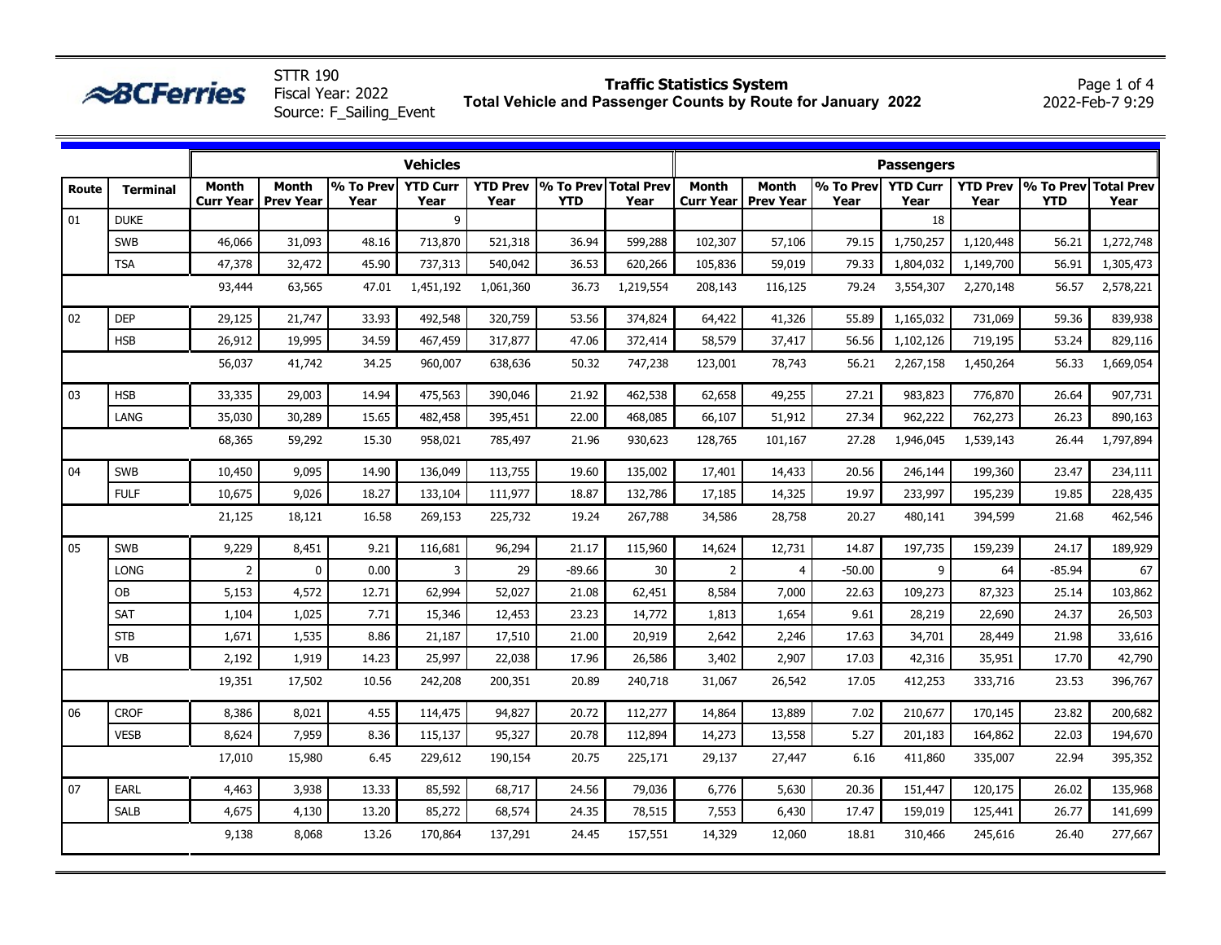BCFerries

STTR 190
Fiscal Year: 2022
Source: F_Sailing_Event

# Traffic Statistics System
## Total Vehicle and Passenger Counts by Route for January 2022

2022-Feb-7 9:29

| | | Vehicles | | | | | | | Passengers | | | | | | |
|---|---|---|---|---|---|---|---|---|---|---|---|---|---|---|---|
| Route | Terminal | Month Curr Year | Month Prev Year | % To Prev Year | YTD Curr Year | YTD Prev Year | % To Prev YTD | Total Prev Year | Month Curr Year | Month Prev Year | % To Prev Year | YTD Curr Year | YTD Prev Year | % To Prev YTD | Total Prev Year |
| 01 | DUKE | | | | 9 | | | | | | | 18 | | | |
| | SWB | 46,066 | 31,093 | 48.16 | 713,870 | 521,318 | 36.94 | 599,288 | 102,307 | 57,106 | 79.15 | 1,750,257 | 1,120,448 | 56.21 | 1,272,748 |
| | TSA | 47,378 | 32,472 | 45.90 | 737,313 | 540,042 | 36.53 | 620,266 | 105,836 | 59,019 | 79.33 | 1,804,032 | 1,149,700 | 56.91 | 1,305,473 |
| | | 93,444 | 63,565 | 47.01 | 1,451,192 | 1,061,360 | 36.73 | 1,219,554 | 208,143 | 116,125 | 79.24 | 3,554,307 | 2,270,148 | 56.57 | 2,578,221 |
| 02 | DEP | 29,125 | 21,747 | 33.93 | 492,548 | 320,759 | 53.56 | 374,824 | 64,422 | 41,326 | 55.89 | 1,165,032 | 731,069 | 59.36 | 839,938 |
| | HSB | 26,912 | 19,995 | 34.59 | 467,459 | 317,877 | 47.06 | 372,414 | 58,579 | 37,417 | 56.56 | 1,102,126 | 719,195 | 53.24 | 829,116 |
| | | 56,037 | 41,742 | 34.25 | 960,007 | 638,636 | 50.32 | 747,238 | 123,001 | 78,743 | 56.21 | 2,267,158 | 1,450,264 | 56.33 | 1,669,054 |
| 03 | HSB | 33,335 | 29,003 | 14.94 | 475,563 | 390,046 | 21.92 | 462,538 | 62,658 | 49,255 | 27.21 | 983,823 | 776,870 | 26.64 | 907,731 |
| | LANG | 35,030 | 30,289 | 15.65 | 482,458 | 395,451 | 22.00 | 468,085 | 66,107 | 51,912 | 27.34 | 962,222 | 762,273 | 26.23 | 890,163 |
| | | 68,365 | 59,292 | 15.30 | 958,021 | 785,497 | 21.96 | 930,623 | 128,765 | 101,167 | 27.28 | 1,946,045 | 1,539,143 | 26.44 | 1,797,894 |
| 04 | SWB | 10,450 | 9,095 | 14.90 | 136,049 | 113,755 | 19.60 | 135,002 | 17,401 | 14,433 | 20.56 | 246,144 | 199,360 | 23.47 | 234,111 |
| | FULF | 10,675 | 9,026 | 18.27 | 133,104 | 111,977 | 18.87 | 132,786 | 17,185 | 14,325 | 19.97 | 233,997 | 195,239 | 19.85 | 228,435 |
| | | 21,125 | 18,121 | 16.58 | 269,153 | 225,732 | 19.24 | 267,788 | 34,586 | 28,758 | 20.27 | 480,141 | 394,599 | 21.68 | 462,546 |
| 05 | SWB | 9,229 | 8,451 | 9.21 | 116,681 | 96,294 | 21.17 | 115,960 | 14,624 | 12,731 | 14.87 | 197,735 | 159,239 | 24.17 | 189,929 |
| | LONG | 2 | 0 | 0.00 | 3 | 29 | -89.66 | 30 | 2 | 4 | -50.00 | 9 | 64 | -85.94 | 67 |
| | OB | 5,153 | 4,572 | 12.71 | 62,994 | 52,027 | 21.08 | 62,451 | 8,584 | 7,000 | 22.63 | 109,273 | 87,323 | 25.14 | 103,862 |
| | SAT | 1,104 | 1,025 | 7.71 | 15,346 | 12,453 | 23.23 | 14,772 | 1,813 | 1,654 | 9.61 | 28,219 | 22,690 | 24.37 | 26,503 |
| | STB | 1,671 | 1,535 | 8.86 | 21,187 | 17,510 | 21.00 | 20,919 | 2,642 | 2,246 | 17.63 | 34,701 | 28,449 | 21.98 | 33,616 |
| | VB | 2,192 | 1,919 | 14.23 | 25,997 | 22,038 | 17.96 | 26,586 | 3,402 | 2,907 | 17.03 | 42,316 | 35,951 | 17.70 | 42,790 |
| | | 19,351 | 17,502 | 10.56 | 242,208 | 200,351 | 20.89 | 240,718 | 31,067 | 26,542 | 17.05 | 412,253 | 333,716 | 23.53 | 396,767 |
| 06 | CROF | 8,386 | 8,021 | 4.55 | 114,475 | 94,827 | 20.72 | 112,277 | 14,864 | 13,889 | 7.02 | 210,677 | 170,145 | 23.82 | 200,682 |
| | VESB | 8,624 | 7,959 | 8.36 | 115,137 | 95,327 | 20.78 | 112,894 | 14,273 | 13,558 | 5.27 | 201,183 | 164,862 | 22.03 | 194,670 |
| | | 17,010 | 15,980 | 6.45 | 229,612 | 190,154 | 20.75 | 225,171 | 29,137 | 27,447 | 6.16 | 411,860 | 335,007 | 22.94 | 395,352 |
| 07 | EARL | 4,463 | 3,938 | 13.33 | 85,592 | 68,717 | 24.56 | 79,036 | 6,776 | 5,630 | 20.36 | 151,447 | 120,175 | 26.02 | 135,968 |
| | SALB | 4,675 | 4,130 | 13.20 | 85,272 | 68,574 | 24.35 | 78,515 | 7,553 | 6,430 | 17.47 | 159,019 | 125,441 | 26.77 | 141,699 |
| | | 9,138 | 8,068 | 13.26 | 170,864 | 137,291 | 24.45 | 157,551 | 14,329 | 12,060 | 18.81 | 310,466 | 245,616 | 26.40 | 277,667 |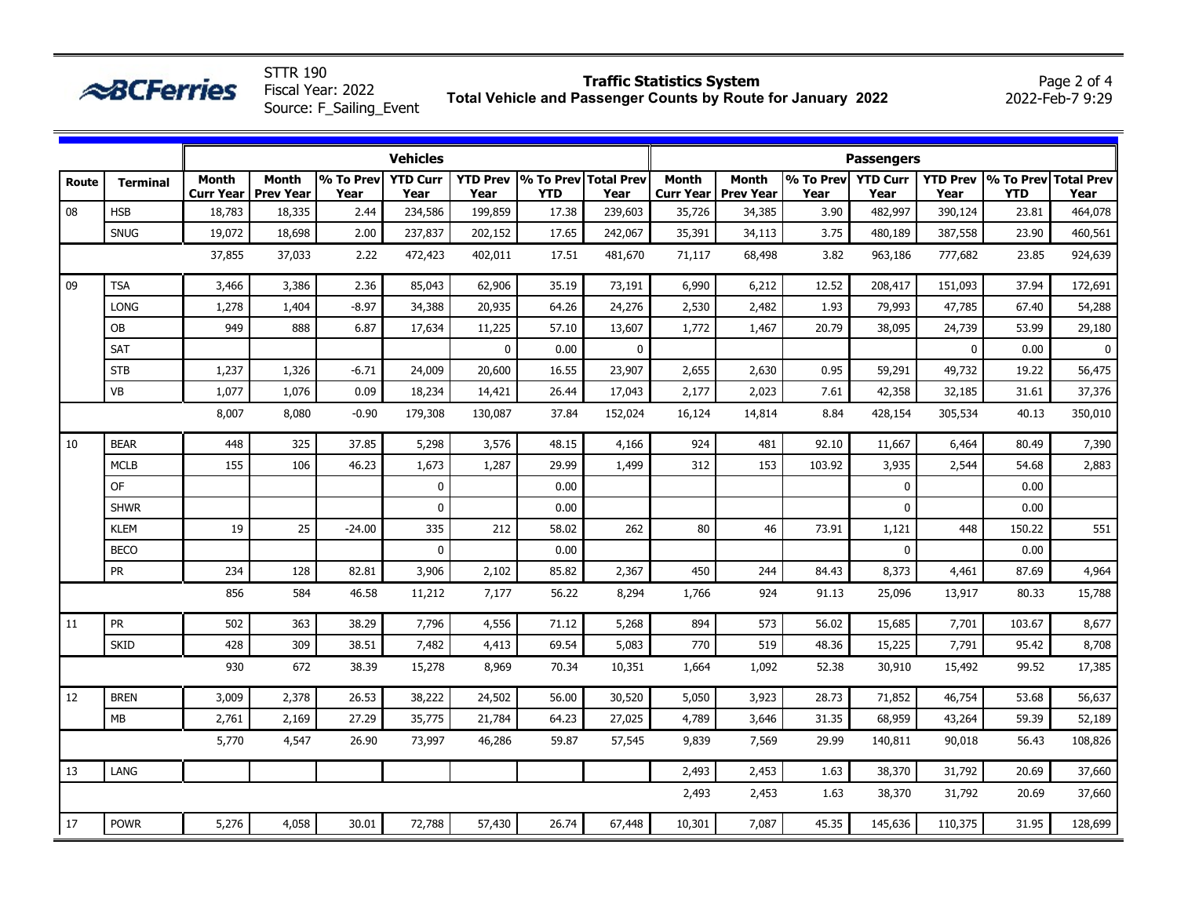STTR 190
Fiscal Year: 2022
Source: F_Sailing_Event

**Traffic Statistics System**
**Total Vehicle and Passenger Counts by Route for January 2022**

2022-Feb-7 9:29

| | | Vehicles | | | | | | | Passengers | | | | | | |
|---|---|---|---|---|---|---|---|---|---|---|---|---|---|---|---|
| Route | Terminal | Month Curr Year | Month Prev Year | % To Prev Year | YTD Curr Year | YTD Prev Year | % To Prev YTD | Total Prev Year | Month Curr Year | Month Prev Year | % To Prev Year | YTD Curr Year | YTD Prev Year | % To Prev YTD | Total Prev Year |
| 08 | HSB | 18,783 | 18,335 | 2.44 | 234,586 | 199,859 | 17.38 | 239,603 | 35,726 | 34,385 | 3.90 | 482,997 | 390,124 | 23.81 | 464,078 |
| | SNUG | 19,072 | 18,698 | 2.00 | 237,837 | 202,152 | 17.65 | 242,067 | 35,391 | 34,113 | 3.75 | 480,189 | 387,558 | 23.90 | 460,561 |
| | | 37,855 | 37,033 | 2.22 | 472,423 | 402,011 | 17.51 | 481,670 | 71,117 | 68,498 | 3.82 | 963,186 | 777,682 | 23.85 | 924,639 |
| 09 | TSA | 3,466 | 3,386 | 2.36 | 85,043 | 62,906 | 35.19 | 73,191 | 6,990 | 6,212 | 12.52 | 208,417 | 151,093 | 37.94 | 172,691 |
| | LONG | 1,278 | 1,404 | -8.97 | 34,388 | 20,935 | 64.26 | 24,276 | 2,530 | 2,482 | 1.93 | 79,993 | 47,785 | 67.40 | 54,288 |
| | OB | 949 | 888 | 6.87 | 17,634 | 11,225 | 57.10 | 13,607 | 1,772 | 1,467 | 20.79 | 38,095 | 24,739 | 53.99 | 29,180 |
| | SAT | | | | | 0 | 0.00 | 0 | | | | | 0 | 0.00 | 0 |
| | STB | 1,237 | 1,326 | -6.71 | 24,009 | 20,600 | 16.55 | 23,907 | 2,655 | 2,630 | 0.95 | 59,291 | 49,732 | 19.22 | 56,475 |
| | VB | 1,077 | 1,076 | 0.09 | 18,234 | 14,421 | 26.44 | 17,043 | 2,177 | 2,023 | 7.61 | 42,358 | 32,185 | 31.61 | 37,376 |
| | | 8,007 | 8,080 | -0.90 | 179,308 | 130,087 | 37.84 | 152,024 | 16,124 | 14,814 | 8.84 | 428,154 | 305,534 | 40.13 | 350,010 |
| 10 | BEAR | 448 | 325 | 37.85 | 5,298 | 3,576 | 48.15 | 4,166 | 924 | 481 | 92.10 | 11,667 | 6,464 | 80.49 | 7,390 |
| | MCLB | 155 | 106 | 46.23 | 1,673 | 1,287 | 29.99 | 1,499 | 312 | 153 | 103.92 | 3,935 | 2,544 | 54.68 | 2,883 |
| | OF | | | | 0 | | 0.00 | | | | | 0 | | 0.00 | |
| | SHWR | | | | 0 | | 0.00 | | | | | 0 | | 0.00 | |
| | KLEM | 19 | 25 | -24.00 | 335 | 212 | 58.02 | 262 | 80 | 46 | 73.91 | 1,121 | 448 | 150.22 | 551 |
| | BECO | | | | 0 | | 0.00 | | | | | 0 | | 0.00 | |
| | PR | 234 | 128 | 82.81 | 3,906 | 2,102 | 85.82 | 2,367 | 450 | 244 | 84.43 | 8,373 | 4,461 | 87.69 | 4,964 |
| | | 856 | 584 | 46.58 | 11,212 | 7,177 | 56.22 | 8,294 | 1,766 | 924 | 91.13 | 25,096 | 13,917 | 80.33 | 15,788 |
| 11 | PR | 502 | 363 | 38.29 | 7,796 | 4,556 | 71.12 | 5,268 | 894 | 573 | 56.02 | 15,685 | 7,701 | 103.67 | 8,677 |
| | SKID | 428 | 309 | 38.51 | 7,482 | 4,413 | 69.54 | 5,083 | 770 | 519 | 48.36 | 15,225 | 7,791 | 95.42 | 8,708 |
| | | 930 | 672 | 38.39 | 15,278 | 8,969 | 70.34 | 10,351 | 1,664 | 1,092 | 52.38 | 30,910 | 15,492 | 99.52 | 17,385 |
| 12 | BREN | 3,009 | 2,378 | 26.53 | 38,222 | 24,502 | 56.00 | 30,520 | 5,050 | 3,923 | 28.73 | 71,852 | 46,754 | 53.68 | 56,637 |
| | MB | 2,761 | 2,169 | 27.29 | 35,775 | 21,784 | 64.23 | 27,025 | 4,789 | 3,646 | 31.35 | 68,959 | 43,264 | 59.39 | 52,189 |
| | | 5,770 | 4,547 | 26.90 | 73,997 | 46,286 | 59.87 | 57,545 | 9,839 | 7,569 | 29.99 | 140,811 | 90,018 | 56.43 | 108,826 |
| 13 | LANG | | | | | | | | 2,493 | 2,453 | 1.63 | 38,370 | 31,792 | 20.69 | 37,660 |
| | | | | | | | | | 2,493 | 2,453 | 1.63 | 38,370 | 31,792 | 20.69 | 37,660 |
| 17 | POWR | 5,276 | 4,058 | 30.01 | 72,788 | 57,430 | 26.74 | 67,448 | 10,301 | 7,087 | 45.35 | 145,636 | 110,375 | 31.95 | 128,699 |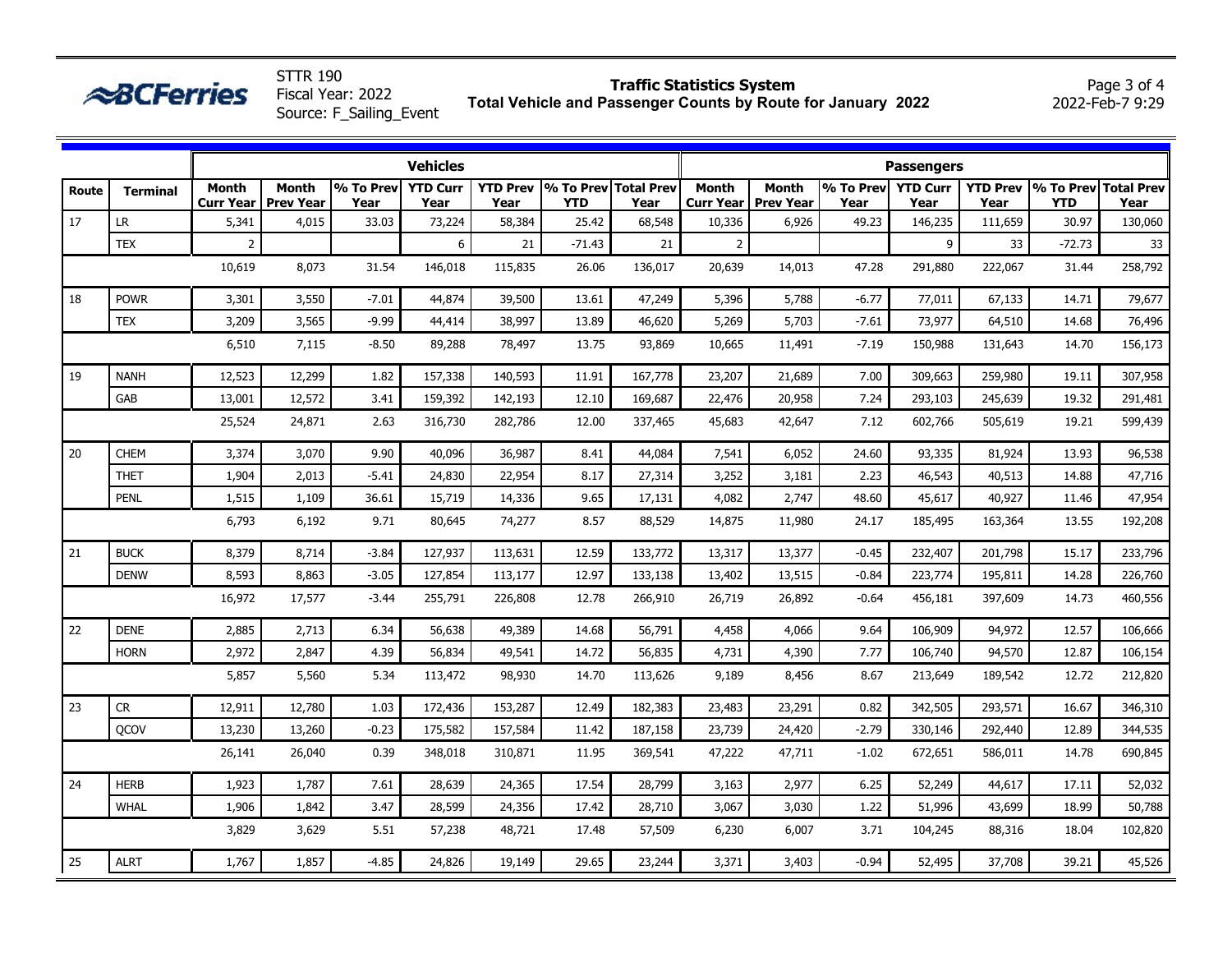**BCFerries**

STTR 190
Fiscal Year: 2022
Source: F_Sailing_Event

## Traffic Statistics System
### Total Vehicle and Passenger Counts by Route for January 2022

2022-Feb-7 9:29

| | | Vehicles | | | | | | | Passengers | | | | | | |
|---|---|---|---|---|---|---|---|---|---|---|---|---|---|---|---|
| Route | Terminal | Month Curr Year | Month Prev Year | % To Prev Year | YTD Curr Year | YTD Prev Year | % To Prev YTD | Total Prev Year | Month Curr Year | Month Prev Year | % To Prev Year | YTD Curr Year | YTD Prev Year | % To Prev YTD | Total Prev Year |
| 17 | LR | 5,341 | 4,015 | 33.03 | 73,224 | 58,384 | 25.42 | 68,548 | 10,336 | 6,926 | 49.23 | 146,235 | 111,659 | 30.97 | 130,060 |
| | TEX | 2 | | | 6 | 21 | -71.43 | 21 | 2 | | | 9 | 33 | -72.73 | 33 |
| | | 10,619 | 8,073 | 31.54 | 146,018 | 115,835 | 26.06 | 136,017 | 20,639 | 14,013 | 47.28 | 291,880 | 222,067 | 31.44 | 258,792 |
| 18 | POWR | 3,301 | 3,550 | -7.01 | 44,874 | 39,500 | 13.61 | 47,249 | 5,396 | 5,788 | -6.77 | 77,011 | 67,133 | 14.71 | 79,677 |
| | TEX | 3,209 | 3,565 | -9.99 | 44,414 | 38,997 | 13.89 | 46,620 | 5,269 | 5,703 | -7.61 | 73,977 | 64,510 | 14.68 | 76,496 |
| | | 6,510 | 7,115 | -8.50 | 89,288 | 78,497 | 13.75 | 93,869 | 10,665 | 11,491 | -7.19 | 150,988 | 131,643 | 14.70 | 156,173 |
| 19 | NANH | 12,523 | 12,299 | 1.82 | 157,338 | 140,593 | 11.91 | 167,778 | 23,207 | 21,689 | 7.00 | 309,663 | 259,980 | 19.11 | 307,958 |
| | GAB | 13,001 | 12,572 | 3.41 | 159,392 | 142,193 | 12.10 | 169,687 | 22,476 | 20,958 | 7.24 | 293,103 | 245,639 | 19.32 | 291,481 |
| | | 25,524 | 24,871 | 2.63 | 316,730 | 282,786 | 12.00 | 337,465 | 45,683 | 42,647 | 7.12 | 602,766 | 505,619 | 19.21 | 599,439 |
| 20 | CHEM | 3,374 | 3,070 | 9.90 | 40,096 | 36,987 | 8.41 | 44,084 | 7,541 | 6,052 | 24.60 | 93,335 | 81,924 | 13.93 | 96,538 |
| | THET | 1,904 | 2,013 | -5.41 | 24,830 | 22,954 | 8.17 | 27,314 | 3,252 | 3,181 | 2.23 | 46,543 | 40,513 | 14.88 | 47,716 |
| | PENL | 1,515 | 1,109 | 36.61 | 15,719 | 14,336 | 9.65 | 17,131 | 4,082 | 2,747 | 48.60 | 45,617 | 40,927 | 11.46 | 47,954 |
| | | 6,793 | 6,192 | 9.71 | 80,645 | 74,277 | 8.57 | 88,529 | 14,875 | 11,980 | 24.17 | 185,495 | 163,364 | 13.55 | 192,208 |
| 21 | BUCK | 8,379 | 8,714 | -3.84 | 127,937 | 113,631 | 12.59 | 133,772 | 13,317 | 13,377 | -0.45 | 232,407 | 201,798 | 15.17 | 233,796 |
| | DENW | 8,593 | 8,863 | -3.05 | 127,854 | 113,177 | 12.97 | 133,138 | 13,402 | 13,515 | -0.84 | 223,774 | 195,811 | 14.28 | 226,760 |
| | | 16,972 | 17,577 | -3.44 | 255,791 | 226,808 | 12.78 | 266,910 | 26,719 | 26,892 | -0.64 | 456,181 | 397,609 | 14.73 | 460,556 |
| 22 | DENE | 2,885 | 2,713 | 6.34 | 56,638 | 49,389 | 14.68 | 56,791 | 4,458 | 4,066 | 9.64 | 106,909 | 94,972 | 12.57 | 106,666 |
| | HORN | 2,972 | 2,847 | 4.39 | 56,834 | 49,541 | 14.72 | 56,835 | 4,731 | 4,390 | 7.77 | 106,740 | 94,570 | 12.87 | 106,154 |
| | | 5,857 | 5,560 | 5.34 | 113,472 | 98,930 | 14.70 | 113,626 | 9,189 | 8,456 | 8.67 | 213,649 | 189,542 | 12.72 | 212,820 |
| 23 | CR | 12,911 | 12,780 | 1.03 | 172,436 | 153,287 | 12.49 | 182,383 | 23,483 | 23,291 | 0.82 | 342,505 | 293,571 | 16.67 | 346,310 |
| | QCOV | 13,230 | 13,260 | -0.23 | 175,582 | 157,584 | 11.42 | 187,158 | 23,739 | 24,420 | -2.79 | 330,146 | 292,440 | 12.89 | 344,535 |
| | | 26,141 | 26,040 | 0.39 | 348,018 | 310,871 | 11.95 | 369,541 | 47,222 | 47,711 | -1.02 | 672,651 | 586,011 | 14.78 | 690,845 |
| 24 | HERB | 1,923 | 1,787 | 7.61 | 28,639 | 24,365 | 17.54 | 28,799 | 3,163 | 2,977 | 6.25 | 52,249 | 44,617 | 17.11 | 52,032 |
| | WHAL | 1,906 | 1,842 | 3.47 | 28,599 | 24,356 | 17.42 | 28,710 | 3,067 | 3,030 | 1.22 | 51,996 | 43,699 | 18.99 | 50,788 |
| | | 3,829 | 3,629 | 5.51 | 57,238 | 48,721 | 17.48 | 57,509 | 6,230 | 6,007 | 3.71 | 104,245 | 88,316 | 18.04 | 102,820 |
| 25 | ALRT | 1,767 | 1,857 | -4.85 | 24,826 | 19,149 | 29.65 | 23,244 | 3,371 | 3,403 | -0.94 | 52,495 | 37,708 | 39.21 | 45,526 |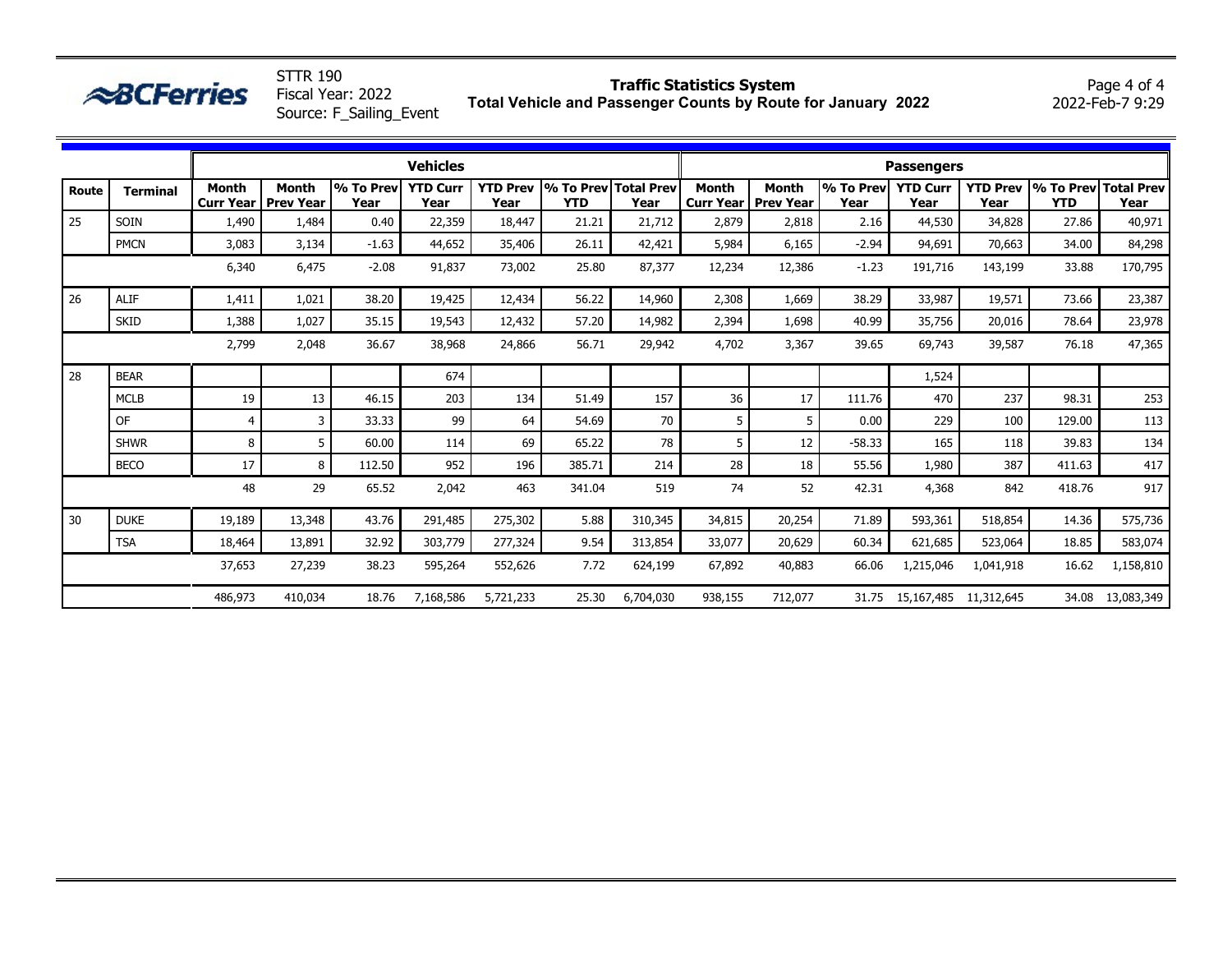BCFerries

STTR 190
Fiscal Year: 2022
Source: F_Sailing_Event

**Traffic Statistics System**
**Total Vehicle and Passenger Counts by Route for January 2022**

2022-Feb-7 9:29

| | | Vehicles | | | | | | | Passengers | | | | | | |
|---|---|---|---|---|---|---|---|---|---|---|---|---|---|---|---|
| **Route** | **Terminal** | **Month Curr Year** | **Month Prev Year** | **% To Prev Year** | **YTD Curr Year** | **YTD Prev Year** | **% To Prev YTD** | **Total Prev Year** | **Month Curr Year** | **Month Prev Year** | **% To Prev Year** | **YTD Curr Year** | **YTD Prev Year** | **% To Prev YTD** | **Total Prev Year** |
| 25 | SOIN | 1,490 | 1,484 | 0.40 | 22,359 | 18,447 | 21.21 | 21,712 | 2,879 | 2,818 | 2.16 | 44,530 | 34,828 | 27.86 | 40,971 |
| | PMCN | 3,083 | 3,134 | -1.63 | 44,652 | 35,406 | 26.11 | 42,421 | 5,984 | 6,165 | -2.94 | 94,691 | 70,663 | 34.00 | 84,298 |
| | | 6,340 | 6,475 | -2.08 | 91,837 | 73,002 | 25.80 | 87,377 | 12,234 | 12,386 | -1.23 | 191,716 | 143,199 | 33.88 | 170,795 |
| 26 | ALIF | 1,411 | 1,021 | 38.20 | 19,425 | 12,434 | 56.22 | 14,960 | 2,308 | 1,669 | 38.29 | 33,987 | 19,571 | 73.66 | 23,387 |
| | SKID | 1,388 | 1,027 | 35.15 | 19,543 | 12,432 | 57.20 | 14,982 | 2,394 | 1,698 | 40.99 | 35,756 | 20,016 | 78.64 | 23,978 |
| | | 2,799 | 2,048 | 36.67 | 38,968 | 24,866 | 56.71 | 29,942 | 4,702 | 3,367 | 39.65 | 69,743 | 39,587 | 76.18 | 47,365 |
| 28 | BEAR | | | | 674 | | | | | | | 1,524 | | | |
| | MCLB | 19 | 13 | 46.15 | 203 | 134 | 51.49 | 157 | 36 | 17 | 111.76 | 470 | 237 | 98.31 | 253 |
| | OF | 4 | 3 | 33.33 | 99 | 64 | 54.69 | 70 | 5 | 5 | 0.00 | 229 | 100 | 129.00 | 113 |
| | SHWR | 8 | 5 | 60.00 | 114 | 69 | 65.22 | 78 | 5 | 12 | -58.33 | 165 | 118 | 39.83 | 134 |
| | BECO | 17 | 8 | 112.50 | 952 | 196 | 385.71 | 214 | 28 | 18 | 55.56 | 1,980 | 387 | 411.63 | 417 |
| | | 48 | 29 | 65.52 | 2,042 | 463 | 341.04 | 519 | 74 | 52 | 42.31 | 4,368 | 842 | 418.76 | 917 |
| 30 | DUKE | 19,189 | 13,348 | 43.76 | 291,485 | 275,302 | 5.88 | 310,345 | 34,815 | 20,254 | 71.89 | 593,361 | 518,854 | 14.36 | 575,736 |
| | TSA | 18,464 | 13,891 | 32.92 | 303,779 | 277,324 | 9.54 | 313,854 | 33,077 | 20,629 | 60.34 | 621,685 | 523,064 | 18.85 | 583,074 |
| | | 37,653 | 27,239 | 38.23 | 595,264 | 552,626 | 7.72 | 624,199 | 67,892 | 40,883 | 66.06 | 1,215,046 | 1,041,918 | 16.62 | 1,158,810 |
| | | 486,973 | 410,034 | 18.76 | 7,168,586 | 5,721,233 | 25.30 | 6,704,030 | 938,155 | 712,077 | 31.75 | 15,167,485 | 11,312,645 | 34.08 | 13,083,349 |